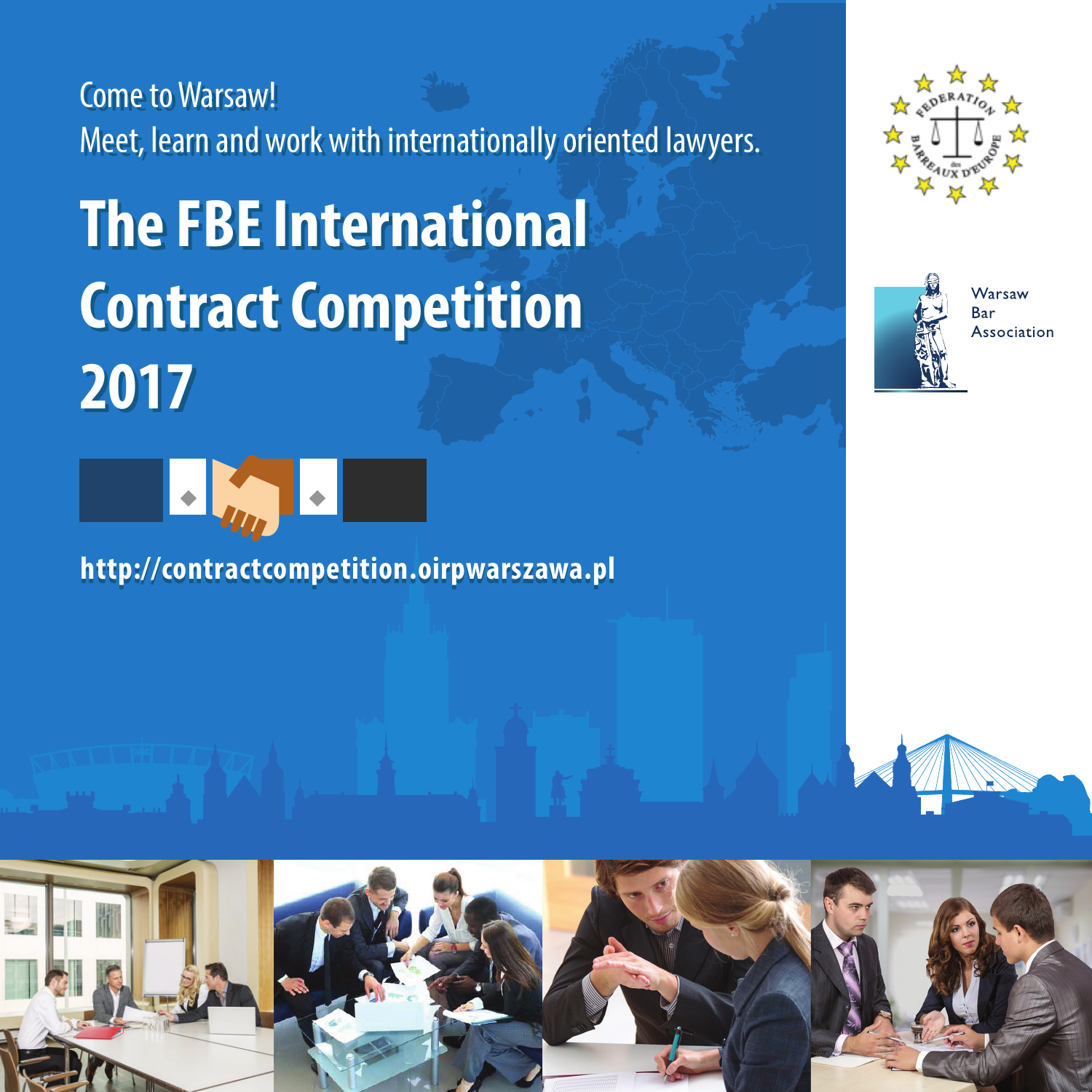Come to Warsaw!

Meet, learn and work with internationally oriented lawyers.

# The FBE International Contract Competition 2017

http://contractcompetition.oirpwarszawa.pl

Warsaw Bar Association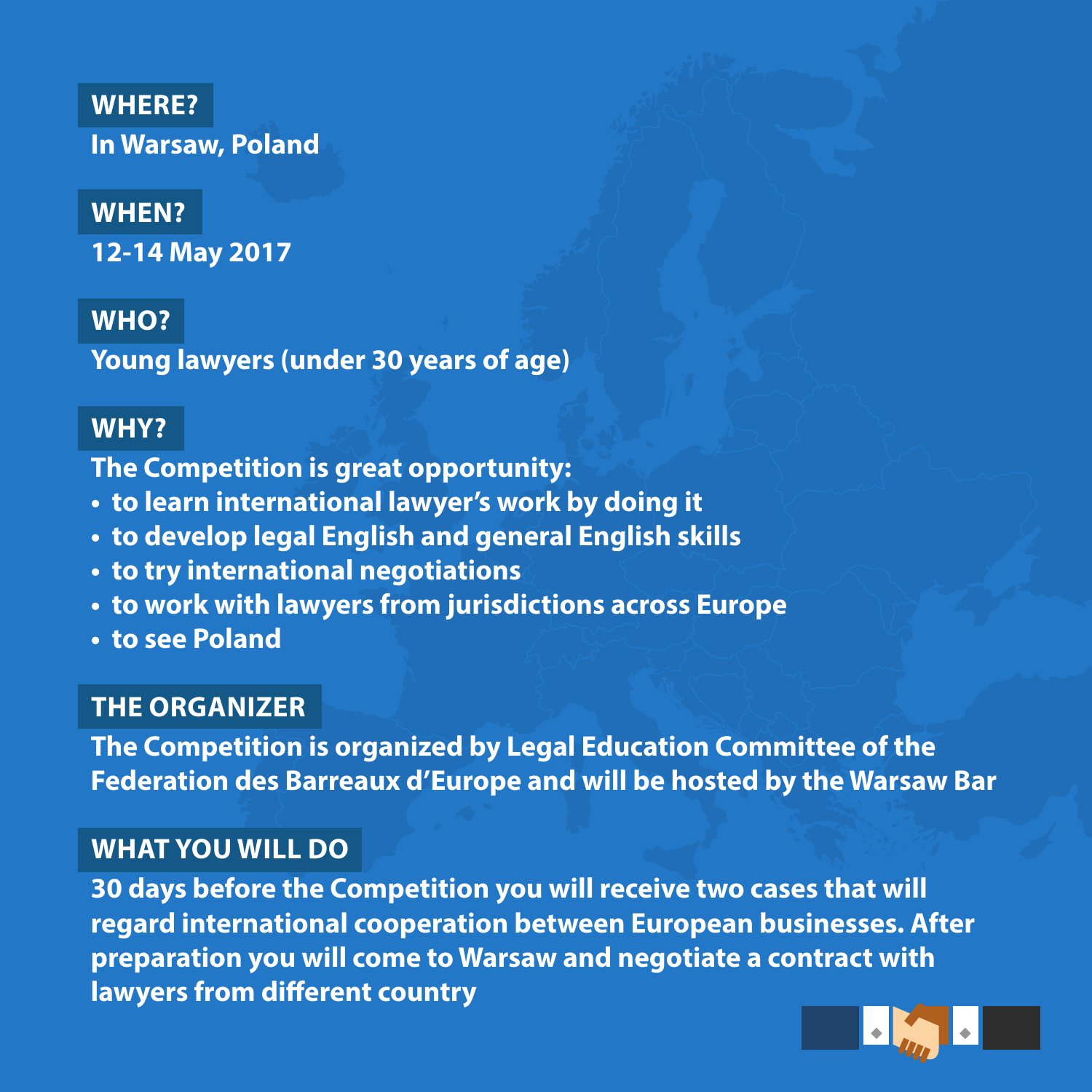## WHERE?

In Warsaw, Poland

## WHEN?

12-14 May 2017

## WHO?

Young lawyers (under 30 years of age)

## WHY?

The Competition is great opportunity:

- to learn international lawyer's work by doing it
- to develop legal English and general English skills
- to try international negotiations
- to work with lawyers from jurisdictions across Europe
- to see Poland

## THE ORGANIZER

The Competition is organized by Legal Education Committee of the Federation des Barreaux d'Europe and will be hosted by the Warsaw Bar

## WHAT YOU WILL DO

30 days before the Competition you will receive two cases that will regard international cooperation between European businesses. After preparation you will come to Warsaw and negotiate a contract with lawyers from different country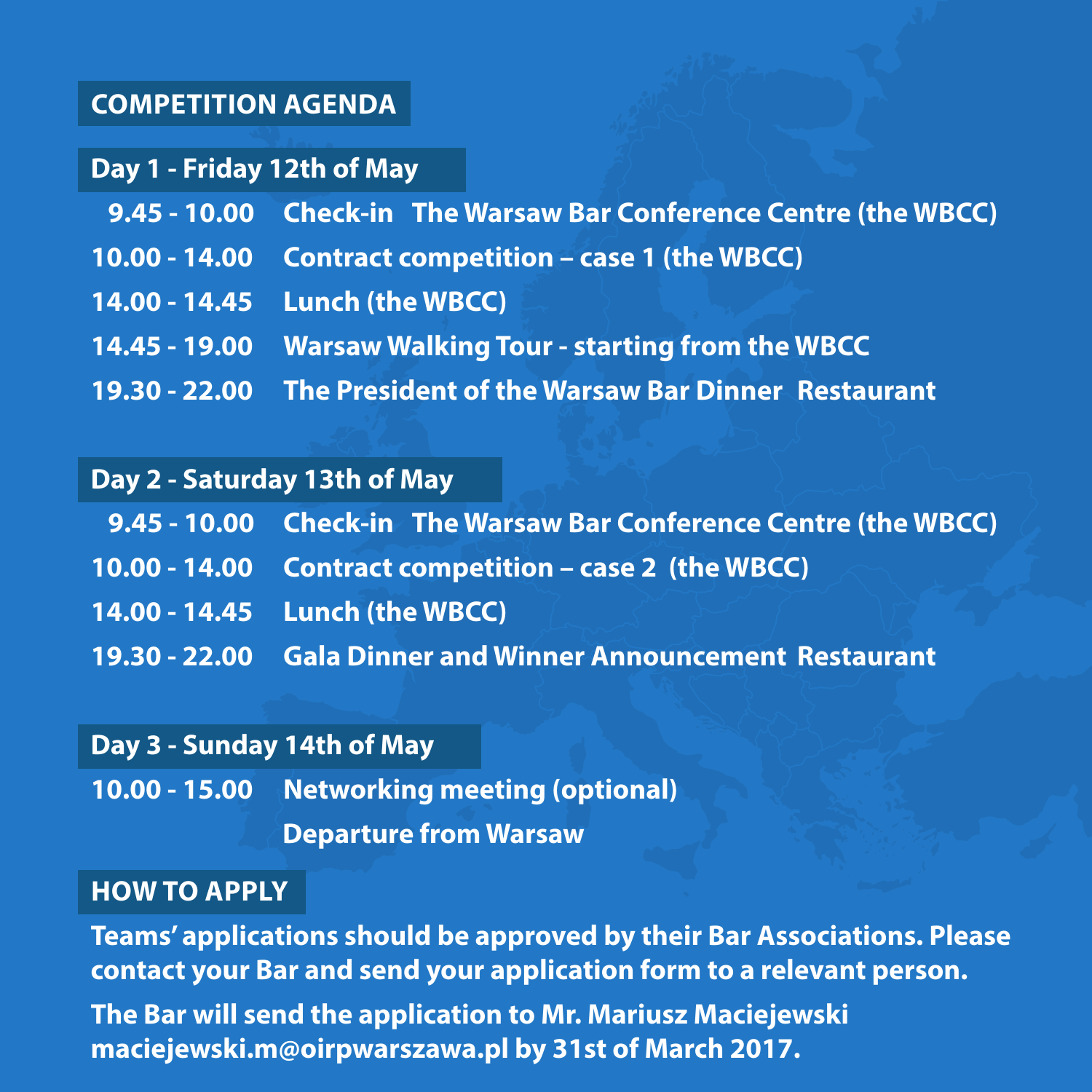## COMPETITION AGENDA

### Day 1 - Friday 12th of May

| | |
|---|---|
| 9.45 - 10.00 | Check-in The Warsaw Bar Conference Centre (the WBCC) |
| 10.00 - 14.00 | Contract competition – case 1 (the WBCC) |
| 14.00 - 14.45 | Lunch (the WBCC) |
| 14.45 - 19.00 | Warsaw Walking Tour - starting from the WBCC |
| 19.30 - 22.00 | The President of the Warsaw Bar Dinner Restaurant |

### Day 2 - Saturday 13th of May

| | |
|---|---|
| 9.45 - 10.00 | Check-in The Warsaw Bar Conference Centre (the WBCC) |
| 10.00 - 14.00 | Contract competition – case 2 (the WBCC) |
| 14.00 - 14.45 | Lunch (the WBCC) |
| 19.30 - 22.00 | Gala Dinner and Winner Announcement Restaurant |

### Day 3 - Sunday 14th of May

| | |
|---|---|
| 10.00 - 15.00 | Networking meeting (optional) |
| | Departure from Warsaw |

## HOW TO APPLY

**Teams' applications should be approved by their Bar Associations. Please contact your Bar and send your application form to a relevant person.**

**The Bar will send the application to Mr. Mariusz Maciejewski maciejewski.m@oirpwarszawa.pl by 31st of March 2017.**